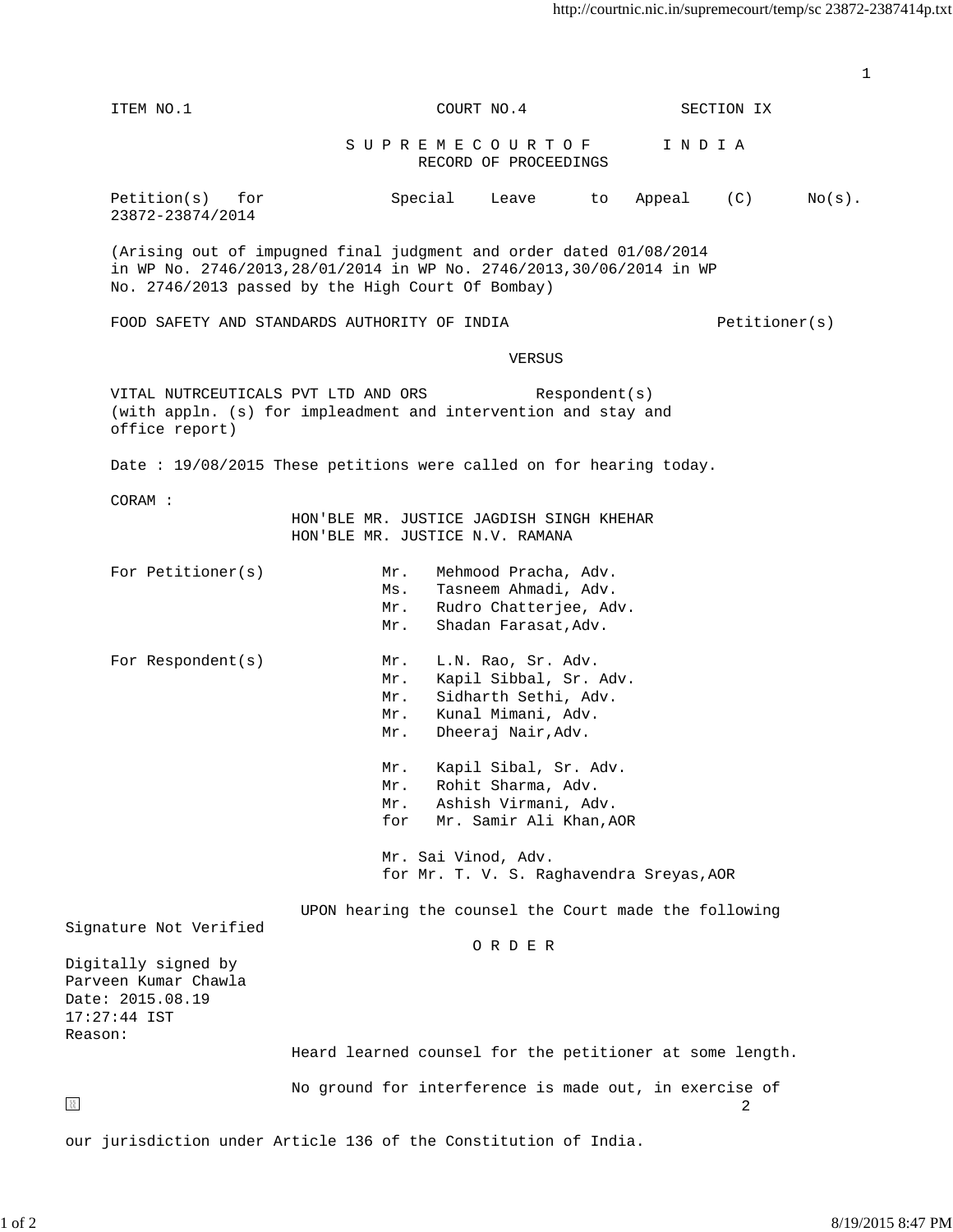ITEM NO.1 COURT NO.4 SECTION IX

**S U P R E M E C O U R T O F I N D I A**

**RECORD OF PROCEEDINGS**

Petition(s) for Special Leave to Appeal (C) No(s). 23872-23874/2014

(Arising out of impugned final judgment and order dated 01/08/2014 in WP No. 2746/2013,28/01/2014 in WP No. 2746/2013,30/06/2014 in WP No. 2746/2013 passed by the High Court Of Bombay)

FOOD SAFETY AND STANDARDS AUTHORITY OF INDIA Petitioner(s)

VERSUS

VITAL NUTRCEUTICALS PVT LTD AND ORS Respondent(s)

(with appln. (s) for impleadment and intervention and stay and office report)

Date : 19/08/2015 These petitions were called on for hearing today.

CORAM :

HON'BLE MR. JUSTICE JAGDISH SINGH KHEHAR

HON'BLE MR. JUSTICE N.V. RAMANA

For Petitioner(s)

Mr. Mehmood Pracha, Adv.
Ms. Tasneem Ahmadi, Adv.
Mr. Rudro Chatterjee, Adv.
Mr. Shadan Farasat,Adv.

For Respondent(s)

Mr. L.N. Rao, Sr. Adv.
Mr. Kapil Sibbal, Sr. Adv.
Mr. Sidharth Sethi, Adv.
Mr. Kunal Mimani, Adv.
Mr. Dheeraj Nair,Adv.

Mr. Kapil Sibal, Sr. Adv.
Mr. Rohit Sharma, Adv.
Mr. Ashish Virmani, Adv.
for Mr. Samir Ali Khan,AOR

Mr. Sai Vinod, Adv.
for Mr. T. V. S. Raghavendra Sreyas,AOR

UPON hearing the counsel the Court made the following

Signature Not Verified

Digitally signed by Parveen Kumar Chawla
Date: 2015.08.19 17:27:44 IST
Reason:

**O R D E R**

Heard learned counsel for the petitioner at some length.

No ground for interference is made out, in exercise of our jurisdiction under Article 136 of the Constitution of India.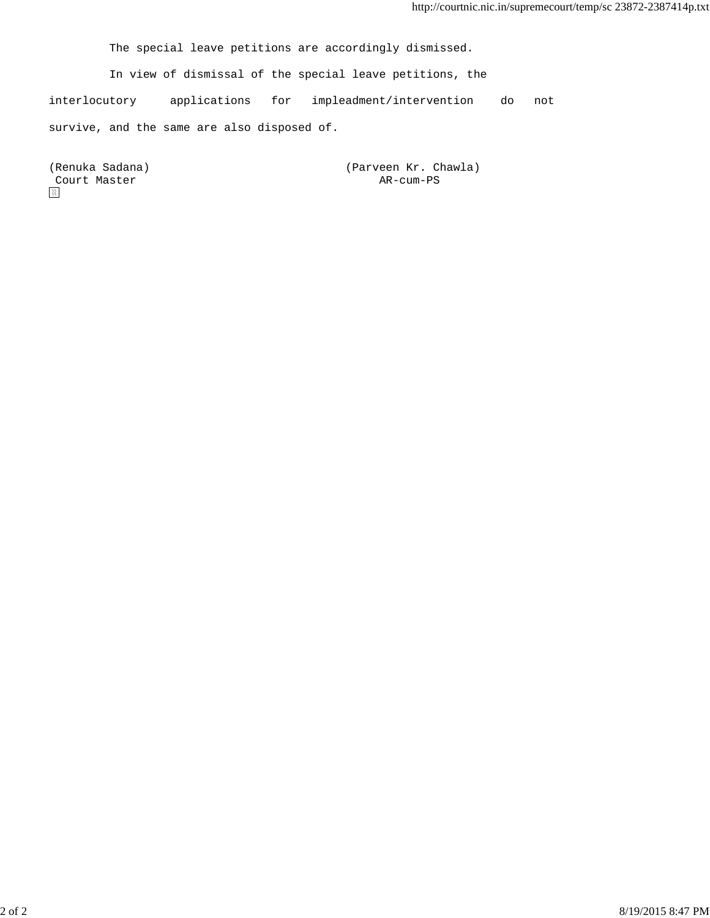The special leave petitions are accordingly dismissed.

In view of dismissal of the special leave petitions, the interlocutory applications for impleadment/intervention do not survive, and the same are also disposed of.

(Renuka Sadana)
Court Master

(Parveen Kr. Chawla)
AR-cum-PS